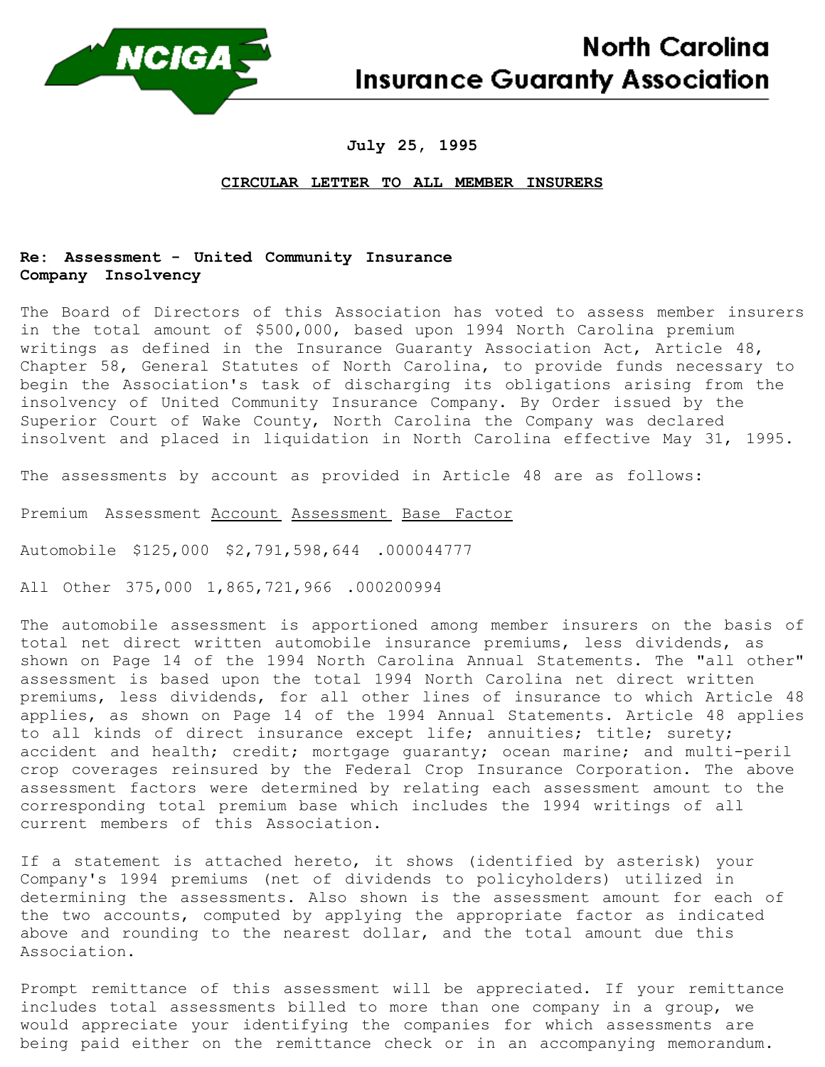# North Carolina Insurance Guaranty Association

**July 25, 1995**

**CIRCULAR LETTER TO ALL MEMBER INSURERS**

**Re: Assessment - United Community Insurance Company Insolvency**

The Board of Directors of this Association has voted to assess member insurers in the total amount of $500,000, based upon 1994 North Carolina premium writings as defined in the Insurance Guaranty Association Act, Article 48, Chapter 58, General Statutes of North Carolina, to provide funds necessary to begin the Association's task of discharging its obligations arising from the insolvency of United Community Insurance Company. By Order issued by the Superior Court of Wake County, North Carolina the Company was declared insolvent and placed in liquidation in North Carolina effective May 31, 1995.

The assessments by account as provided in Article 48 are as follows:

| Account | Assessment | Premium Assessment Base | Factor |
|---|---|---|---|
| Automobile | $125,000 | $2,791,598,644 | .000044777 |
| All Other | 375,000 | 1,865,721,966 | .000200994 |

The automobile assessment is apportioned among member insurers on the basis of total net direct written automobile insurance premiums, less dividends, as shown on Page 14 of the 1994 North Carolina Annual Statements. The "all other" assessment is based upon the total 1994 North Carolina net direct written premiums, less dividends, for all other lines of insurance to which Article 48 applies, as shown on Page 14 of the 1994 Annual Statements. Article 48 applies to all kinds of direct insurance except life; annuities; title; surety; accident and health; credit; mortgage guaranty; ocean marine; and multi-peril crop coverages reinsured by the Federal Crop Insurance Corporation. The above assessment factors were determined by relating each assessment amount to the corresponding total premium base which includes the 1994 writings of all current members of this Association.

If a statement is attached hereto, it shows (identified by asterisk) your Company's 1994 premiums (net of dividends to policyholders) utilized in determining the assessments. Also shown is the assessment amount for each of the two accounts, computed by applying the appropriate factor as indicated above and rounding to the nearest dollar, and the total amount due this Association.

Prompt remittance of this assessment will be appreciated. If your remittance includes total assessments billed to more than one company in a group, we would appreciate your identifying the companies for which assessments are being paid either on the remittance check or in an accompanying memorandum.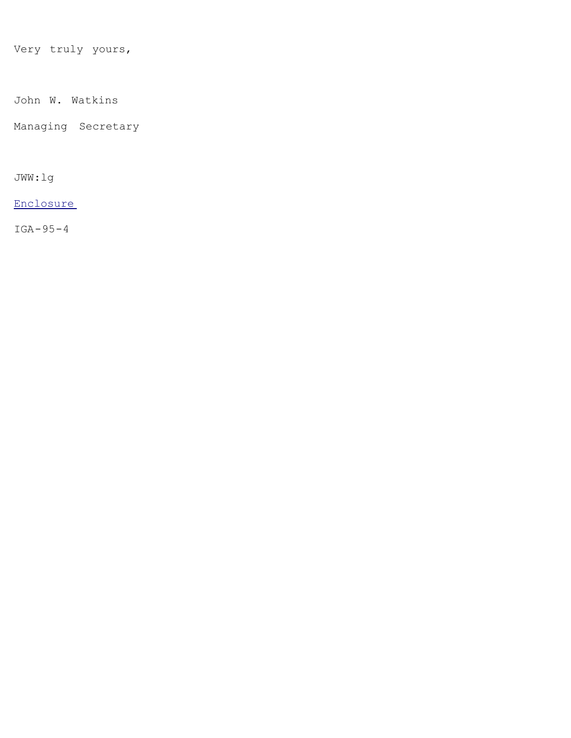Very truly yours,

John W. Watkins

Managing Secretary

JWW:lg

Enclosure

IGA-95-4